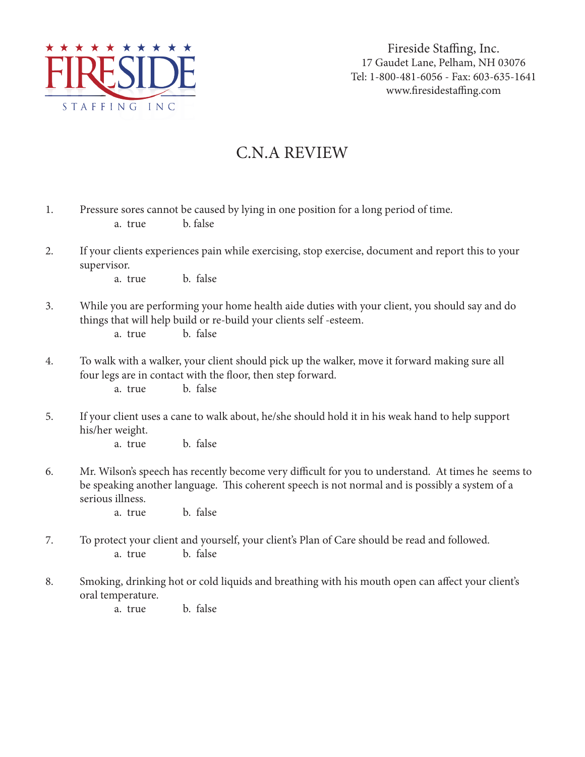Fireside Staffing, Inc.
17 Gaudet Lane, Pelham, NH 03076
Tel: 1-800-481-6056 - Fax: 603-635-1641
www.firesidestaffing.com

# C.N.A REVIEW

1. Pressure sores cannot be caused by lying in one position for a long period of time.
   a. true b. false

2. If your clients experiences pain while exercising, stop exercise, document and report this to your supervisor.
   a. true b. false

3. While you are performing your home health aide duties with your client, you should say and do things that will help build or re-build your clients self -esteem.
   a. true b. false

4. To walk with a walker, your client should pick up the walker, move it forward making sure all four legs are in contact with the floor, then step forward.
   a. true b. false

5. If your client uses a cane to walk about, he/she should hold it in his weak hand to help support his/her weight.
   a. true b. false

6. Mr. Wilson's speech has recently become very difficult for you to understand. At times he seems to be speaking another language. This coherent speech is not normal and is possibly a system of a serious illness.
   a. true b. false

7. To protect your client and yourself, your client's Plan of Care should be read and followed.
   a. true b. false

8. Smoking, drinking hot or cold liquids and breathing with his mouth open can affect your client's oral temperature.
   a. true b. false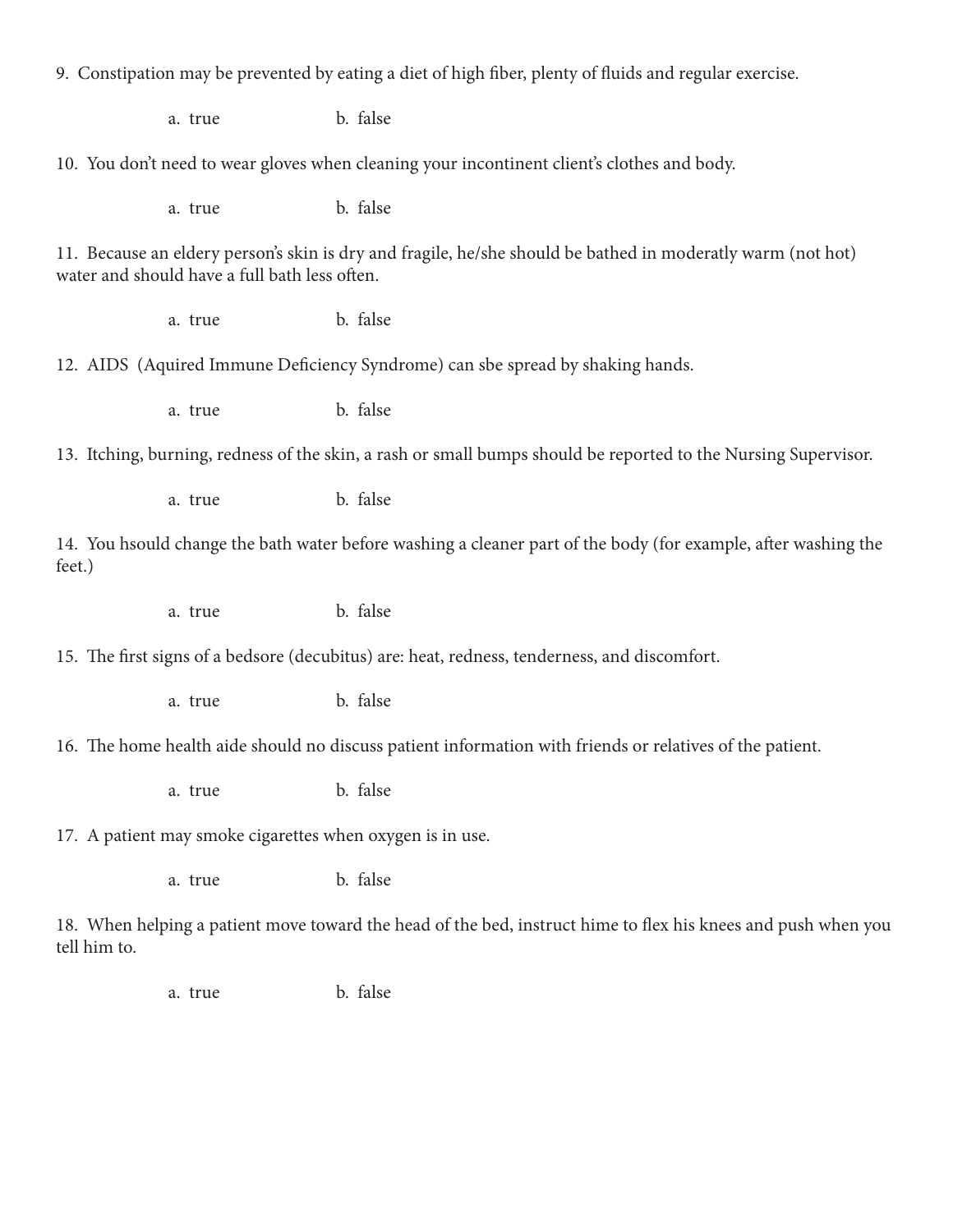9. Constipation may be prevented by eating a diet of high fiber, plenty of fluids and regular exercise.

 a. true b. false

10. You don't need to wear gloves when cleaning your incontinent client's clothes and body.

 a. true b. false

11. Because an eldery person's skin is dry and fragile, he/she should be bathed in moderatly warm (not hot) water and should have a full bath less often.

 a. true b. false

12. AIDS (Aquired Immune Deficiency Syndrome) can sbe spread by shaking hands.

 a. true b. false

13. Itching, burning, redness of the skin, a rash or small bumps should be reported to the Nursing Supervisor.

 a. true b. false

14. You hsould change the bath water before washing a cleaner part of the body (for example, after washing the feet.)

 a. true b. false

15. The first signs of a bedsore (decubitus) are: heat, redness, tenderness, and discomfort.

 a. true b. false

16. The home health aide should no discuss patient information with friends or relatives of the patient.

 a. true b. false

17. A patient may smoke cigarettes when oxygen is in use.

 a. true b. false

18. When helping a patient move toward the head of the bed, instruct hime to flex his knees and push when you tell him to.

 a. true b. false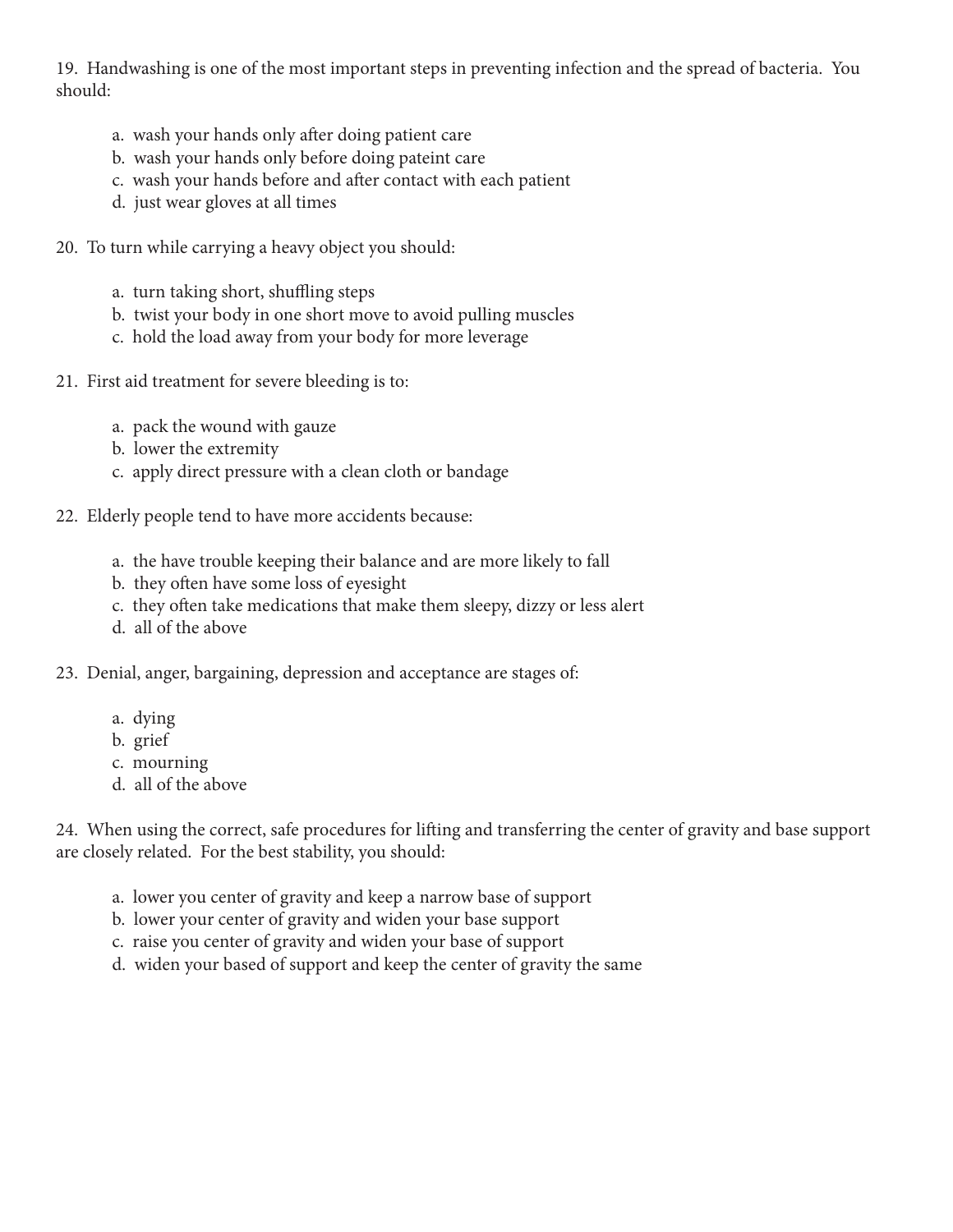19. Handwashing is one of the most important steps in preventing infection and the spread of bacteria. You should:

    a. wash your hands only after doing patient care
    b. wash your hands only before doing pateint care
    c. wash your hands before and after contact with each patient
    d. just wear gloves at all times

20. To turn while carrying a heavy object you should:

    a. turn taking short, shuffling steps
    b. twist your body in one short move to avoid pulling muscles
    c. hold the load away from your body for more leverage

21. First aid treatment for severe bleeding is to:

    a. pack the wound with gauze
    b. lower the extremity
    c. apply direct pressure with a clean cloth or bandage

22. Elderly people tend to have more accidents because:

    a. the have trouble keeping their balance and are more likely to fall
    b. they often have some loss of eyesight
    c. they often take medications that make them sleepy, dizzy or less alert
    d. all of the above

23. Denial, anger, bargaining, depression and acceptance are stages of:

    a. dying
    b. grief
    c. mourning
    d. all of the above

24. When using the correct, safe procedures for lifting and transferring the center of gravity and base support are closely related. For the best stability, you should:

    a. lower you center of gravity and keep a narrow base of support
    b. lower your center of gravity and widen your base support
    c. raise you center of gravity and widen your base of support
    d. widen your based of support and keep the center of gravity the same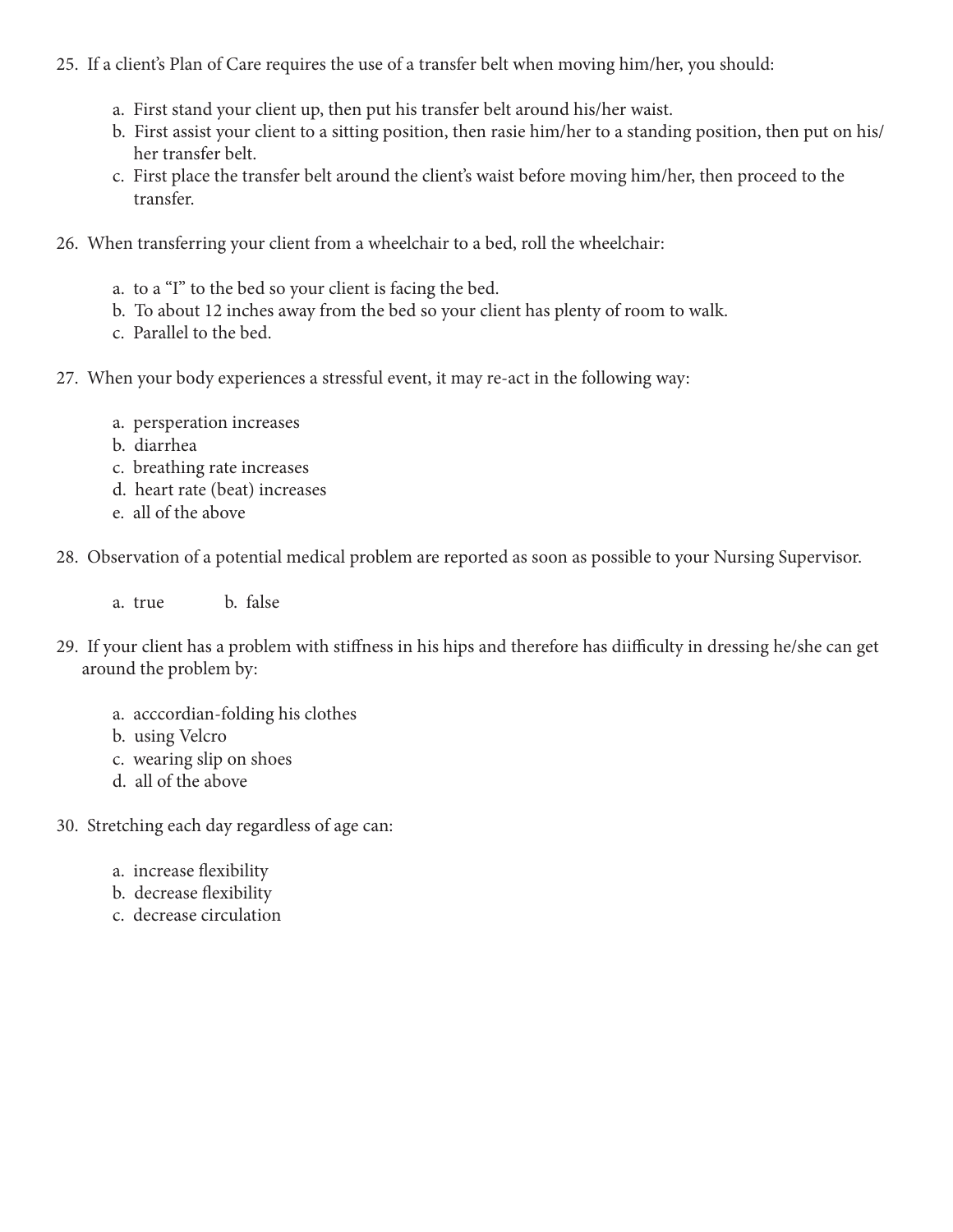25. If a client's Plan of Care requires the use of a transfer belt when moving him/her, you should:

    a. First stand your client up, then put his transfer belt around his/her waist.
    b. First assist your client to a sitting position, then rasie him/her to a standing position, then put on his/her transfer belt.
    c. First place the transfer belt around the client's waist before moving him/her, then proceed to the transfer.

26. When transferring your client from a wheelchair to a bed, roll the wheelchair:

    a. to a "I" to the bed so your client is facing the bed.
    b. To about 12 inches away from the bed so your client has plenty of room to walk.
    c. Parallel to the bed.

27. When your body experiences a stressful event, it may re-act in the following way:

    a. persperation increases
    b. diarrhea
    c. breathing rate increases
    d. heart rate (beat) increases
    e. all of the above

28. Observation of a potential medical problem are reported as soon as possible to your Nursing Supervisor.

    a. true    b. false

29. If your client has a problem with stiffness in his hips and therefore has diifficulty in dressing he/she can get around the problem by:

    a. acccordian-folding his clothes
    b. using Velcro
    c. wearing slip on shoes
    d. all of the above

30. Stretching each day regardless of age can:

    a. increase flexibility
    b. decrease flexibility
    c. decrease circulation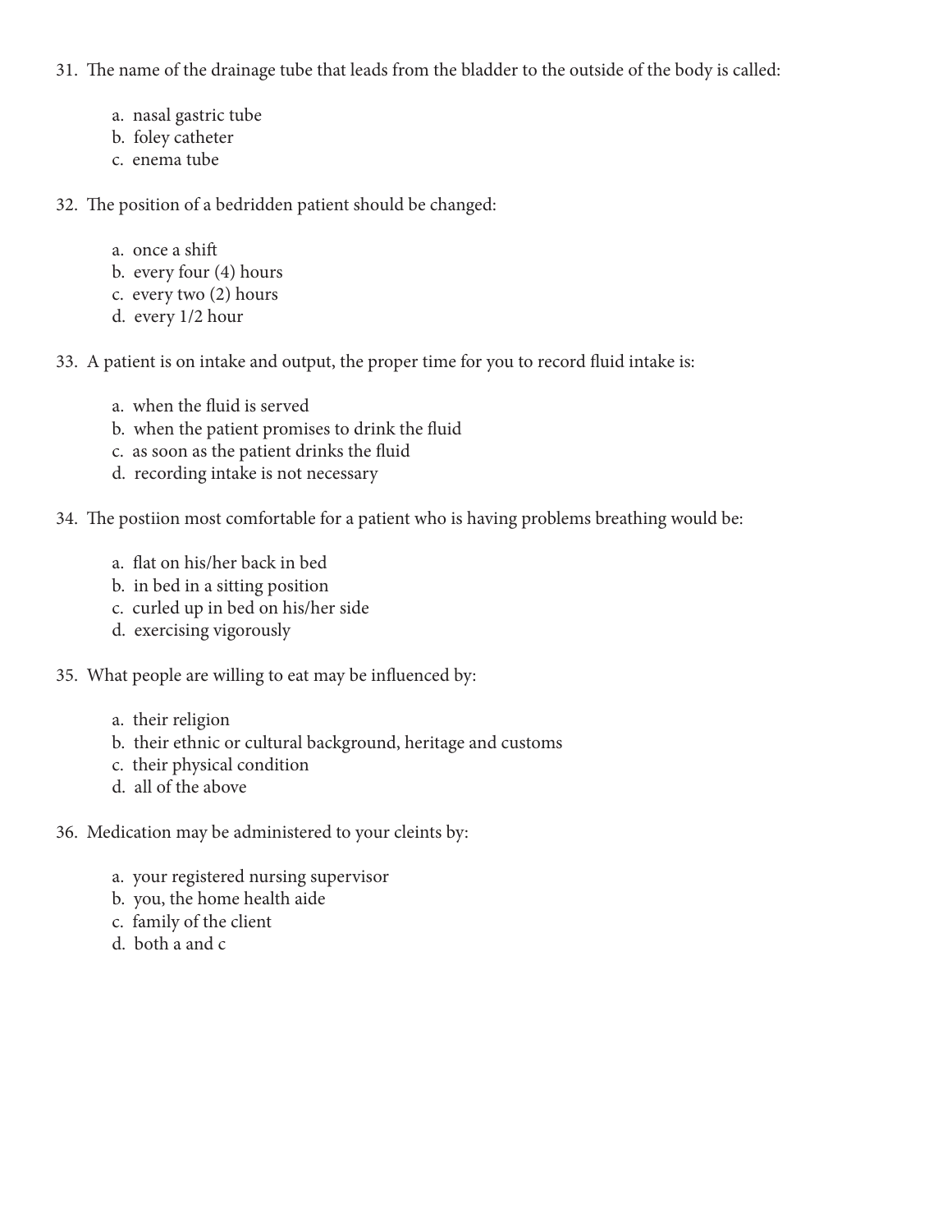31. The name of the drainage tube that leads from the bladder to the outside of the body is called:

    a. nasal gastric tube
    b. foley catheter
    c. enema tube

32. The position of a bedridden patient should be changed:

    a. once a shift
    b. every four (4) hours
    c. every two (2) hours
    d. every 1/2 hour

33. A patient is on intake and output, the proper time for you to record fluid intake is:

    a. when the fluid is served
    b. when the patient promises to drink the fluid
    c. as soon as the patient drinks the fluid
    d. recording intake is not necessary

34. The postiion most comfortable for a patient who is having problems breathing would be:

    a. flat on his/her back in bed
    b. in bed in a sitting position
    c. curled up in bed on his/her side
    d. exercising vigorously

35. What people are willing to eat may be influenced by:

    a. their religion
    b. their ethnic or cultural background, heritage and customs
    c. their physical condition
    d. all of the above

36. Medication may be administered to your cleints by:

    a. your registered nursing supervisor
    b. you, the home health aide
    c. family of the client
    d. both a and c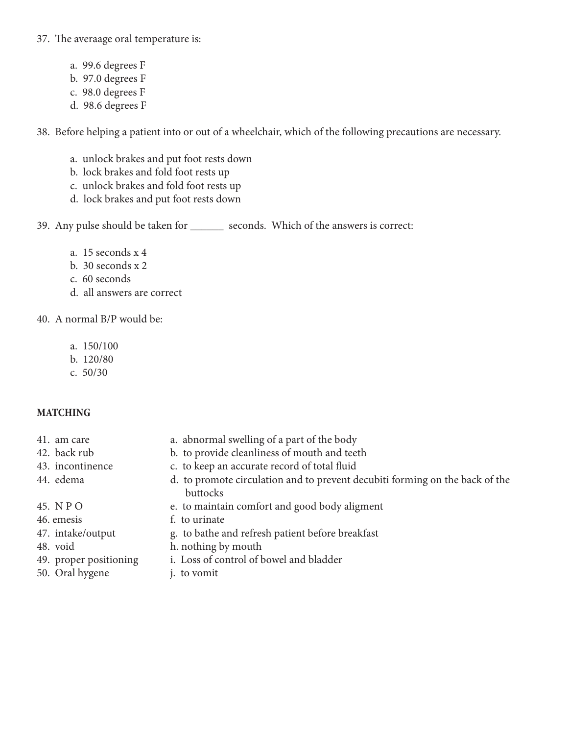37. The averaage oral temperature is:

    a. 99.6 degrees F
    b. 97.0 degrees F
    c. 98.0 degrees F
    d. 98.6 degrees F

38. Before helping a patient into or out of a wheelchair, which of the following precautions are necessary.

    a. unlock brakes and put foot rests down
    b. lock brakes and fold foot rests up
    c. unlock brakes and fold foot rests up
    d. lock brakes and put foot rests down

39. Any pulse should be taken for ______ seconds. Which of the answers is correct:

    a. 15 seconds x 4
    b. 30 seconds x 2
    c. 60 seconds
    d. all answers are correct

40. A normal B/P would be:

    a. 150/100
    b. 120/80
    c. 50/30

**MATCHING**

| | |
|---|---|
| 41. am care | a. abnormal swelling of a part of the body |
| 42. back rub | b. to provide cleanliness of mouth and teeth |
| 43. incontinence | c. to keep an accurate record of total fluid |
| 44. edema | d. to promote circulation and to prevent decubiti forming on the back of the buttocks |
| 45. N P O | e. to maintain comfort and good body aligment |
| 46. emesis | f. to urinate |
| 47. intake/output | g. to bathe and refresh patient before breakfast |
| 48. void | h. nothing by mouth |
| 49. proper positioning | i. Loss of control of bowel and bladder |
| 50. Oral hygene | j. to vomit |